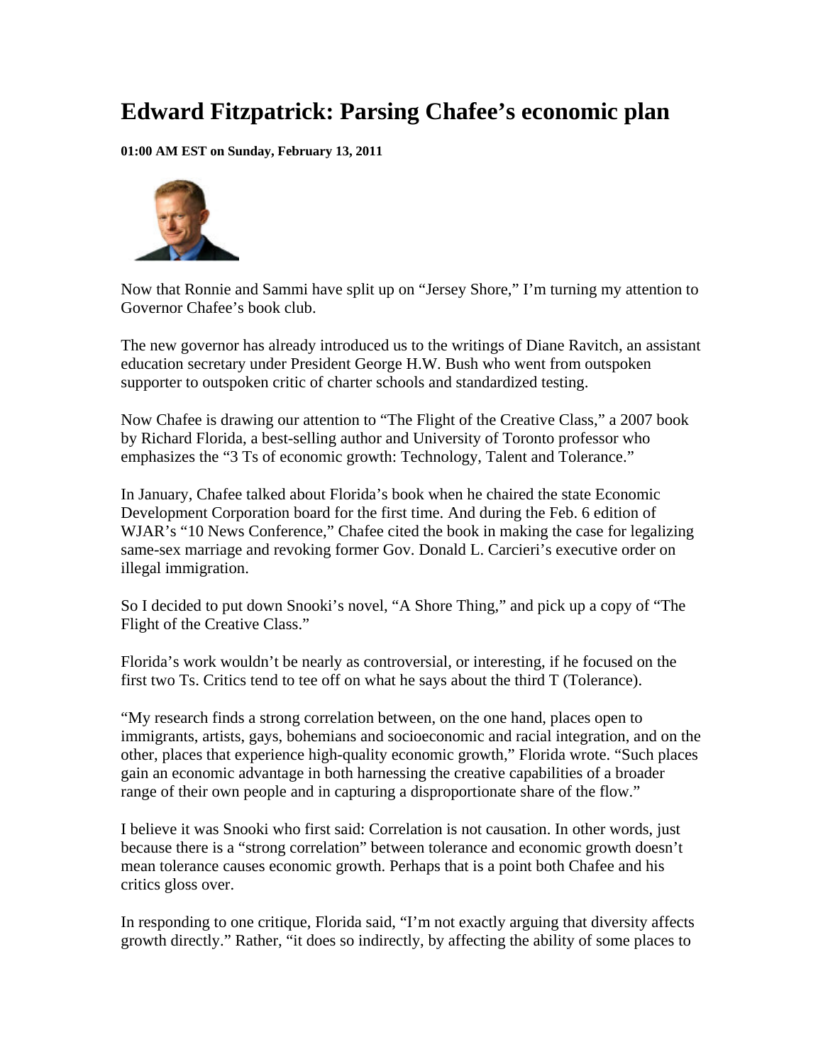# Edward Fitzpatrick: Parsing Chafee's economic plan

**01:00 AM EST on Sunday, February 13, 2011**

Now that Ronnie and Sammi have split up on "Jersey Shore," I'm turning my attention to Governor Chafee's book club.

The new governor has already introduced us to the writings of Diane Ravitch, an assistant education secretary under President George H.W. Bush who went from outspoken supporter to outspoken critic of charter schools and standardized testing.

Now Chafee is drawing our attention to "The Flight of the Creative Class," a 2007 book by Richard Florida, a best-selling author and University of Toronto professor who emphasizes the "3 Ts of economic growth: Technology, Talent and Tolerance."

In January, Chafee talked about Florida's book when he chaired the state Economic Development Corporation board for the first time. And during the Feb. 6 edition of WJAR's "10 News Conference," Chafee cited the book in making the case for legalizing same-sex marriage and revoking former Gov. Donald L. Carcieri's executive order on illegal immigration.

So I decided to put down Snooki's novel, "A Shore Thing," and pick up a copy of "The Flight of the Creative Class."

Florida's work wouldn't be nearly as controversial, or interesting, if he focused on the first two Ts. Critics tend to tee off on what he says about the third T (Tolerance).

"My research finds a strong correlation between, on the one hand, places open to immigrants, artists, gays, bohemians and socioeconomic and racial integration, and on the other, places that experience high-quality economic growth," Florida wrote. "Such places gain an economic advantage in both harnessing the creative capabilities of a broader range of their own people and in capturing a disproportionate share of the flow."

I believe it was Snooki who first said: Correlation is not causation. In other words, just because there is a "strong correlation" between tolerance and economic growth doesn't mean tolerance causes economic growth. Perhaps that is a point both Chafee and his critics gloss over.

In responding to one critique, Florida said, "I'm not exactly arguing that diversity affects growth directly." Rather, "it does so indirectly, by affecting the ability of some places to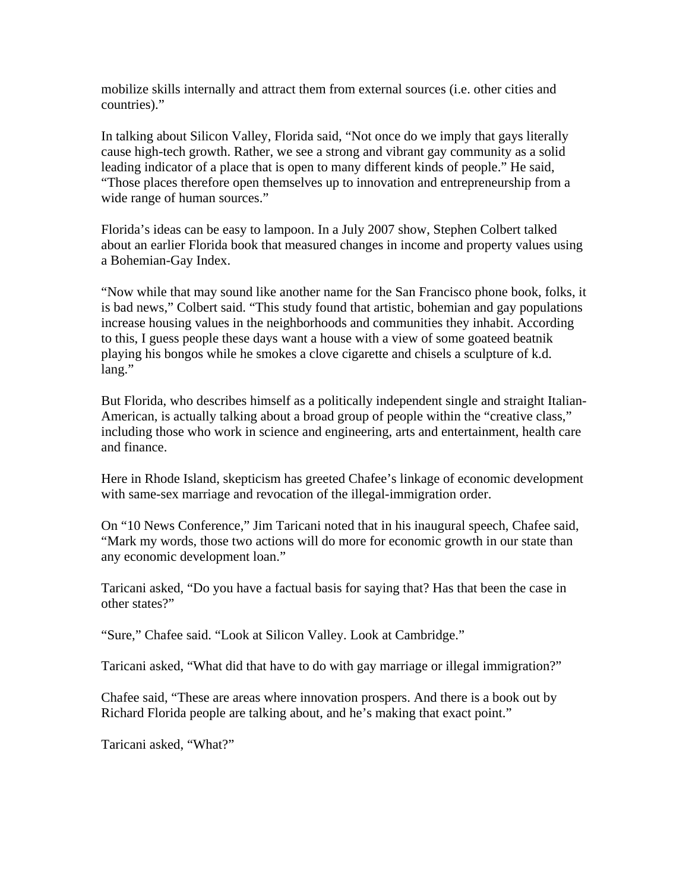mobilize skills internally and attract them from external sources (i.e. other cities and countries)."

In talking about Silicon Valley, Florida said, "Not once do we imply that gays literally cause high-tech growth. Rather, we see a strong and vibrant gay community as a solid leading indicator of a place that is open to many different kinds of people." He said, "Those places therefore open themselves up to innovation and entrepreneurship from a wide range of human sources."

Florida's ideas can be easy to lampoon. In a July 2007 show, Stephen Colbert talked about an earlier Florida book that measured changes in income and property values using a Bohemian-Gay Index.

"Now while that may sound like another name for the San Francisco phone book, folks, it is bad news," Colbert said. "This study found that artistic, bohemian and gay populations increase housing values in the neighborhoods and communities they inhabit. According to this, I guess people these days want a house with a view of some goateed beatnik playing his bongos while he smokes a clove cigarette and chisels a sculpture of k.d. lang."

But Florida, who describes himself as a politically independent single and straight Italian-American, is actually talking about a broad group of people within the "creative class," including those who work in science and engineering, arts and entertainment, health care and finance.

Here in Rhode Island, skepticism has greeted Chafee's linkage of economic development with same-sex marriage and revocation of the illegal-immigration order.

On "10 News Conference," Jim Taricani noted that in his inaugural speech, Chafee said, "Mark my words, those two actions will do more for economic growth in our state than any economic development loan."

Taricani asked, "Do you have a factual basis for saying that? Has that been the case in other states?"

"Sure," Chafee said. "Look at Silicon Valley. Look at Cambridge."

Taricani asked, "What did that have to do with gay marriage or illegal immigration?"

Chafee said, "These are areas where innovation prospers. And there is a book out by Richard Florida people are talking about, and he's making that exact point."

Taricani asked, "What?"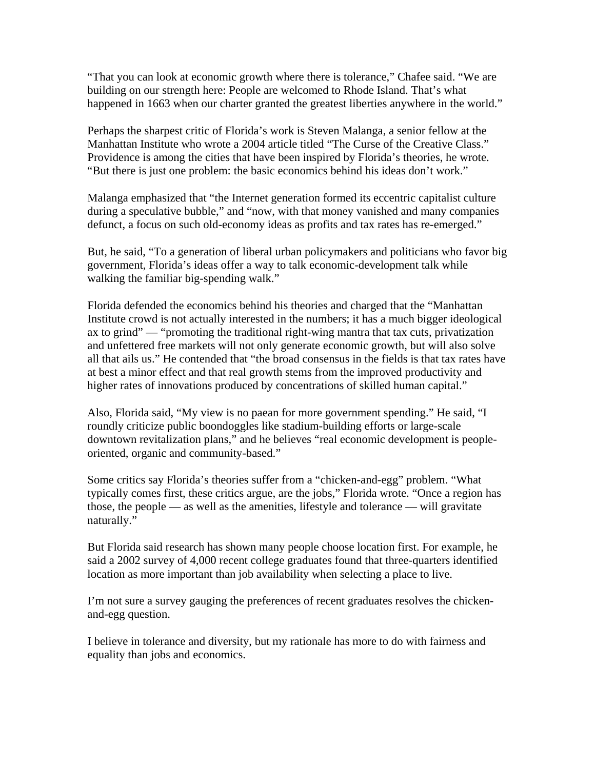"That you can look at economic growth where there is tolerance," Chafee said. "We are building on our strength here: People are welcomed to Rhode Island. That's what happened in 1663 when our charter granted the greatest liberties anywhere in the world."

Perhaps the sharpest critic of Florida's work is Steven Malanga, a senior fellow at the Manhattan Institute who wrote a 2004 article titled "The Curse of the Creative Class." Providence is among the cities that have been inspired by Florida's theories, he wrote. "But there is just one problem: the basic economics behind his ideas don't work."

Malanga emphasized that "the Internet generation formed its eccentric capitalist culture during a speculative bubble," and "now, with that money vanished and many companies defunct, a focus on such old-economy ideas as profits and tax rates has re-emerged."

But, he said, "To a generation of liberal urban policymakers and politicians who favor big government, Florida's ideas offer a way to talk economic-development talk while walking the familiar big-spending walk."

Florida defended the economics behind his theories and charged that the "Manhattan Institute crowd is not actually interested in the numbers; it has a much bigger ideological ax to grind" — "promoting the traditional right-wing mantra that tax cuts, privatization and unfettered free markets will not only generate economic growth, but will also solve all that ails us." He contended that "the broad consensus in the fields is that tax rates have at best a minor effect and that real growth stems from the improved productivity and higher rates of innovations produced by concentrations of skilled human capital."

Also, Florida said, "My view is no paean for more government spending." He said, "I roundly criticize public boondoggles like stadium-building efforts or large-scale downtown revitalization plans," and he believes "real economic development is people-oriented, organic and community-based."

Some critics say Florida's theories suffer from a "chicken-and-egg" problem. "What typically comes first, these critics argue, are the jobs," Florida wrote. "Once a region has those, the people — as well as the amenities, lifestyle and tolerance — will gravitate naturally."

But Florida said research has shown many people choose location first. For example, he said a 2002 survey of 4,000 recent college graduates found that three-quarters identified location as more important than job availability when selecting a place to live.

I'm not sure a survey gauging the preferences of recent graduates resolves the chicken-and-egg question.

I believe in tolerance and diversity, but my rationale has more to do with fairness and equality than jobs and economics.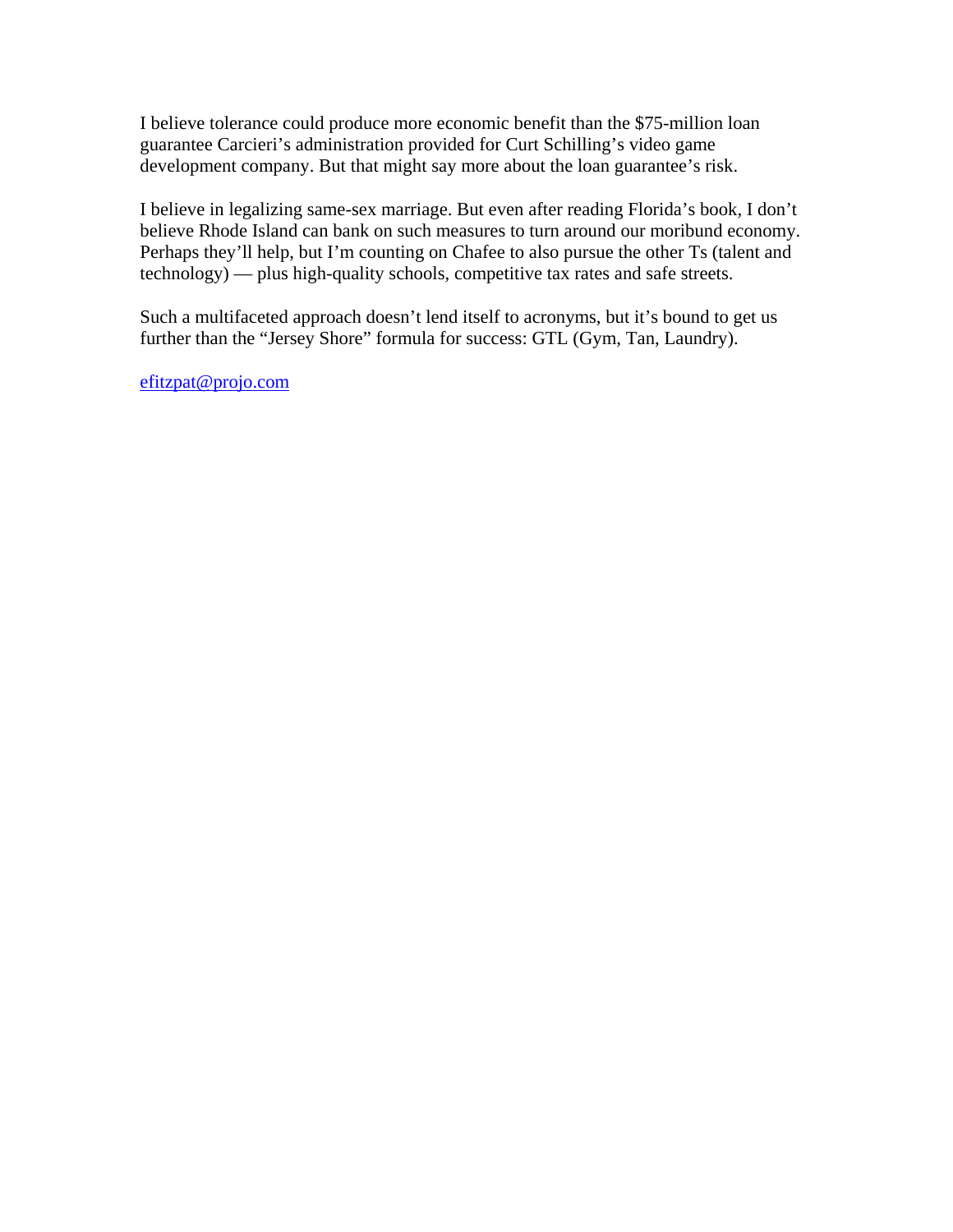I believe tolerance could produce more economic benefit than the $75-million loan guarantee Carcieri's administration provided for Curt Schilling's video game development company. But that might say more about the loan guarantee's risk.

I believe in legalizing same-sex marriage. But even after reading Florida's book, I don't believe Rhode Island can bank on such measures to turn around our moribund economy. Perhaps they'll help, but I'm counting on Chafee to also pursue the other Ts (talent and technology) — plus high-quality schools, competitive tax rates and safe streets.

Such a multifaceted approach doesn't lend itself to acronyms, but it's bound to get us further than the "Jersey Shore" formula for success: GTL (Gym, Tan, Laundry).

efitzpat@projo.com